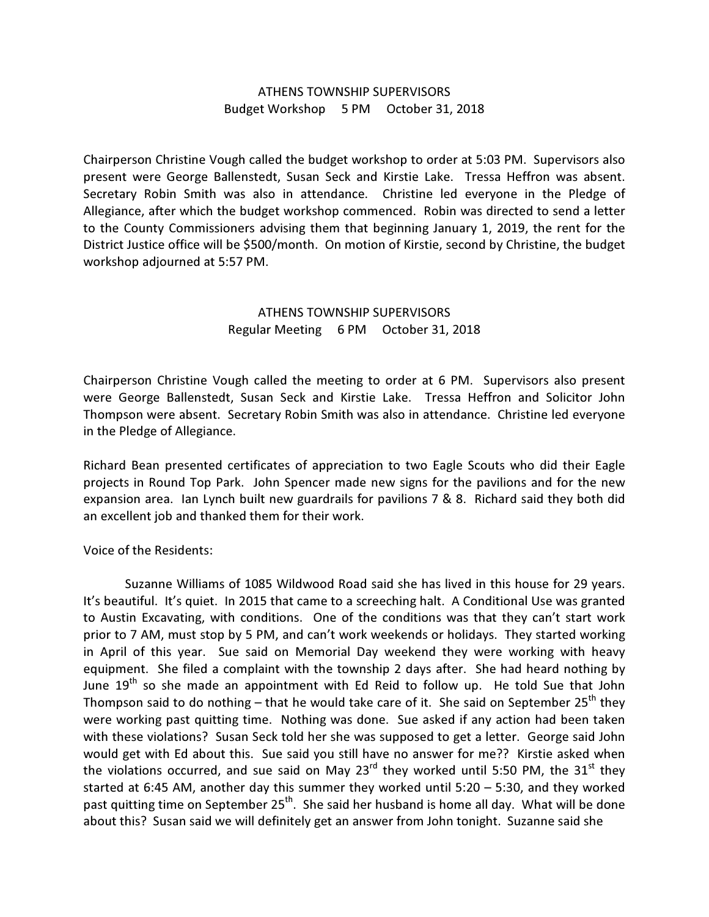## ATHENS TOWNSHIP SUPERVISORS
### Budget Workshop 5 PM October 31, 2018

Chairperson Christine Vough called the budget workshop to order at 5:03 PM. Supervisors also present were George Ballenstedt, Susan Seck and Kirstie Lake. Tressa Heffron was absent. Secretary Robin Smith was also in attendance. Christine led everyone in the Pledge of Allegiance, after which the budget workshop commenced. Robin was directed to send a letter to the County Commissioners advising them that beginning January 1, 2019, the rent for the District Justice office will be $500/month. On motion of Kirstie, second by Christine, the budget workshop adjourned at 5:57 PM.

## ATHENS TOWNSHIP SUPERVISORS
### Regular Meeting 6 PM October 31, 2018

Chairperson Christine Vough called the meeting to order at 6 PM. Supervisors also present were George Ballenstedt, Susan Seck and Kirstie Lake. Tressa Heffron and Solicitor John Thompson were absent. Secretary Robin Smith was also in attendance. Christine led everyone in the Pledge of Allegiance.

Richard Bean presented certificates of appreciation to two Eagle Scouts who did their Eagle projects in Round Top Park. John Spencer made new signs for the pavilions and for the new expansion area. Ian Lynch built new guardrails for pavilions 7 & 8. Richard said they both did an excellent job and thanked them for their work.

Voice of the Residents:

Suzanne Williams of 1085 Wildwood Road said she has lived in this house for 29 years. It's beautiful. It's quiet. In 2015 that came to a screeching halt. A Conditional Use was granted to Austin Excavating, with conditions. One of the conditions was that they can't start work prior to 7 AM, must stop by 5 PM, and can't work weekends or holidays. They started working in April of this year. Sue said on Memorial Day weekend they were working with heavy equipment. She filed a complaint with the township 2 days after. She had heard nothing by June 19th so she made an appointment with Ed Reid to follow up. He told Sue that John Thompson said to do nothing – that he would take care of it. She said on September 25th they were working past quitting time. Nothing was done. Sue asked if any action had been taken with these violations? Susan Seck told her she was supposed to get a letter. George said John would get with Ed about this. Sue said you still have no answer for me?? Kirstie asked when the violations occurred, and sue said on May 23rd they worked until 5:50 PM, the 31st they started at 6:45 AM, another day this summer they worked until 5:20 – 5:30, and they worked past quitting time on September 25th. She said her husband is home all day. What will be done about this? Susan said we will definitely get an answer from John tonight. Suzanne said she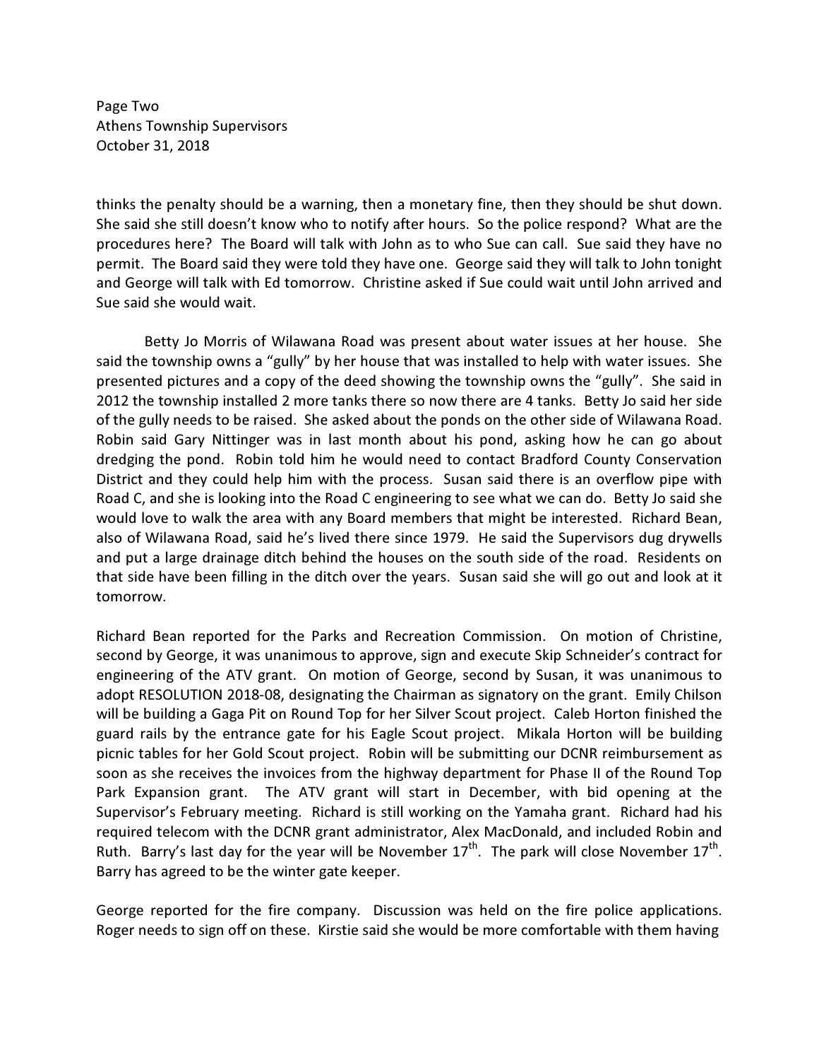thinks the penalty should be a warning, then a monetary fine, then they should be shut down. She said she still doesn't know who to notify after hours. So the police respond? What are the procedures here? The Board will talk with John as to who Sue can call. Sue said they have no permit. The Board said they were told they have one. George said they will talk to John tonight and George will talk with Ed tomorrow. Christine asked if Sue could wait until John arrived and Sue said she would wait.

Betty Jo Morris of Wilawana Road was present about water issues at her house. She said the township owns a "gully" by her house that was installed to help with water issues. She presented pictures and a copy of the deed showing the township owns the "gully". She said in 2012 the township installed 2 more tanks there so now there are 4 tanks. Betty Jo said her side of the gully needs to be raised. She asked about the ponds on the other side of Wilawana Road. Robin said Gary Nittinger was in last month about his pond, asking how he can go about dredging the pond. Robin told him he would need to contact Bradford County Conservation District and they could help him with the process. Susan said there is an overflow pipe with Road C, and she is looking into the Road C engineering to see what we can do. Betty Jo said she would love to walk the area with any Board members that might be interested. Richard Bean, also of Wilawana Road, said he's lived there since 1979. He said the Supervisors dug drywells and put a large drainage ditch behind the houses on the south side of the road. Residents on that side have been filling in the ditch over the years. Susan said she will go out and look at it tomorrow.

Richard Bean reported for the Parks and Recreation Commission. On motion of Christine, second by George, it was unanimous to approve, sign and execute Skip Schneider's contract for engineering of the ATV grant. On motion of George, second by Susan, it was unanimous to adopt RESOLUTION 2018-08, designating the Chairman as signatory on the grant. Emily Chilson will be building a Gaga Pit on Round Top for her Silver Scout project. Caleb Horton finished the guard rails by the entrance gate for his Eagle Scout project. Mikala Horton will be building picnic tables for her Gold Scout project. Robin will be submitting our DCNR reimbursement as soon as she receives the invoices from the highway department for Phase II of the Round Top Park Expansion grant. The ATV grant will start in December, with bid opening at the Supervisor's February meeting. Richard is still working on the Yamaha grant. Richard had his required telecom with the DCNR grant administrator, Alex MacDonald, and included Robin and Ruth. Barry's last day for the year will be November 17th. The park will close November 17th. Barry has agreed to be the winter gate keeper.

George reported for the fire company. Discussion was held on the fire police applications. Roger needs to sign off on these. Kirstie said she would be more comfortable with them having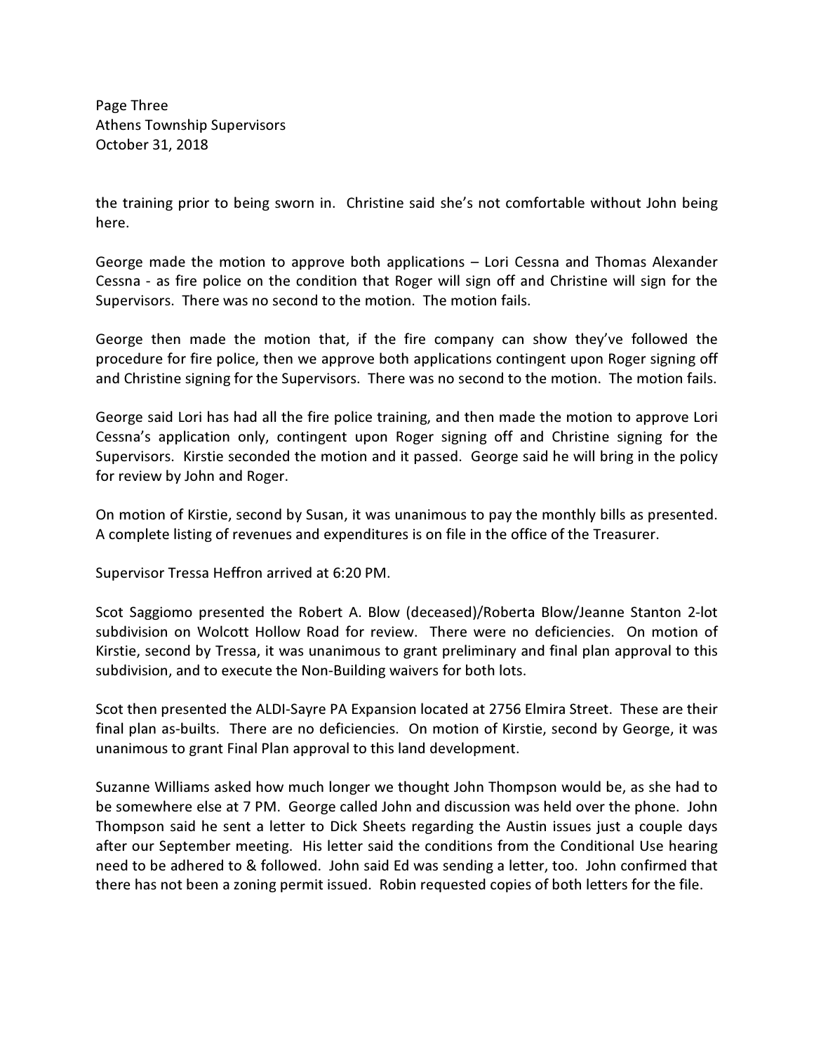the training prior to being sworn in. Christine said she's not comfortable without John being here.

George made the motion to approve both applications – Lori Cessna and Thomas Alexander Cessna - as fire police on the condition that Roger will sign off and Christine will sign for the Supervisors. There was no second to the motion. The motion fails.

George then made the motion that, if the fire company can show they've followed the procedure for fire police, then we approve both applications contingent upon Roger signing off and Christine signing for the Supervisors. There was no second to the motion. The motion fails.

George said Lori has had all the fire police training, and then made the motion to approve Lori Cessna's application only, contingent upon Roger signing off and Christine signing for the Supervisors. Kirstie seconded the motion and it passed. George said he will bring in the policy for review by John and Roger.

On motion of Kirstie, second by Susan, it was unanimous to pay the monthly bills as presented. A complete listing of revenues and expenditures is on file in the office of the Treasurer.

Supervisor Tressa Heffron arrived at 6:20 PM.

Scot Saggiomo presented the Robert A. Blow (deceased)/Roberta Blow/Jeanne Stanton 2-lot subdivision on Wolcott Hollow Road for review. There were no deficiencies. On motion of Kirstie, second by Tressa, it was unanimous to grant preliminary and final plan approval to this subdivision, and to execute the Non-Building waivers for both lots.

Scot then presented the ALDI-Sayre PA Expansion located at 2756 Elmira Street. These are their final plan as-builts. There are no deficiencies. On motion of Kirstie, second by George, it was unanimous to grant Final Plan approval to this land development.

Suzanne Williams asked how much longer we thought John Thompson would be, as she had to be somewhere else at 7 PM. George called John and discussion was held over the phone. John Thompson said he sent a letter to Dick Sheets regarding the Austin issues just a couple days after our September meeting. His letter said the conditions from the Conditional Use hearing need to be adhered to & followed. John said Ed was sending a letter, too. John confirmed that there has not been a zoning permit issued. Robin requested copies of both letters for the file.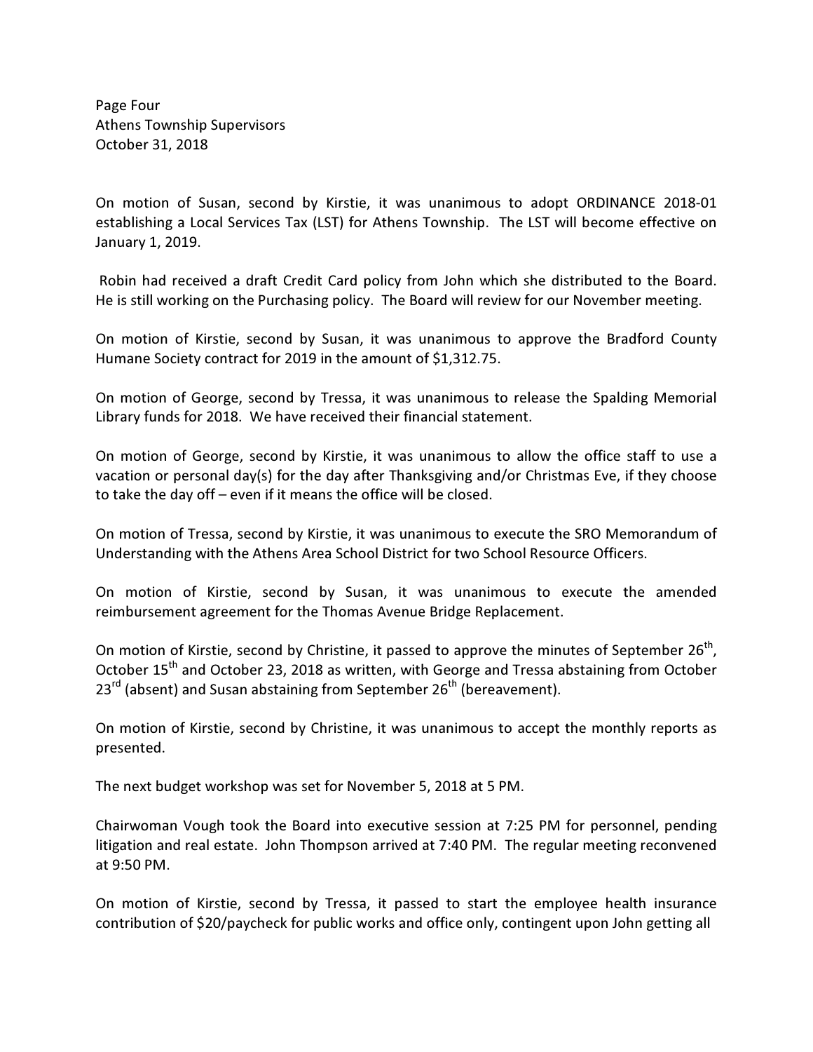On motion of Susan, second by Kirstie, it was unanimous to adopt ORDINANCE 2018-01 establishing a Local Services Tax (LST) for Athens Township. The LST will become effective on January 1, 2019.

Robin had received a draft Credit Card policy from John which she distributed to the Board. He is still working on the Purchasing policy. The Board will review for our November meeting.

On motion of Kirstie, second by Susan, it was unanimous to approve the Bradford County Humane Society contract for 2019 in the amount of $1,312.75.

On motion of George, second by Tressa, it was unanimous to release the Spalding Memorial Library funds for 2018. We have received their financial statement.

On motion of George, second by Kirstie, it was unanimous to allow the office staff to use a vacation or personal day(s) for the day after Thanksgiving and/or Christmas Eve, if they choose to take the day off – even if it means the office will be closed.

On motion of Tressa, second by Kirstie, it was unanimous to execute the SRO Memorandum of Understanding with the Athens Area School District for two School Resource Officers.

On motion of Kirstie, second by Susan, it was unanimous to execute the amended reimbursement agreement for the Thomas Avenue Bridge Replacement.

On motion of Kirstie, second by Christine, it passed to approve the minutes of September 26th, October 15th and October 23, 2018 as written, with George and Tressa abstaining from October 23rd (absent) and Susan abstaining from September 26th (bereavement).

On motion of Kirstie, second by Christine, it was unanimous to accept the monthly reports as presented.

The next budget workshop was set for November 5, 2018 at 5 PM.

Chairwoman Vough took the Board into executive session at 7:25 PM for personnel, pending litigation and real estate. John Thompson arrived at 7:40 PM. The regular meeting reconvened at 9:50 PM.

On motion of Kirstie, second by Tressa, it passed to start the employee health insurance contribution of $20/paycheck for public works and office only, contingent upon John getting all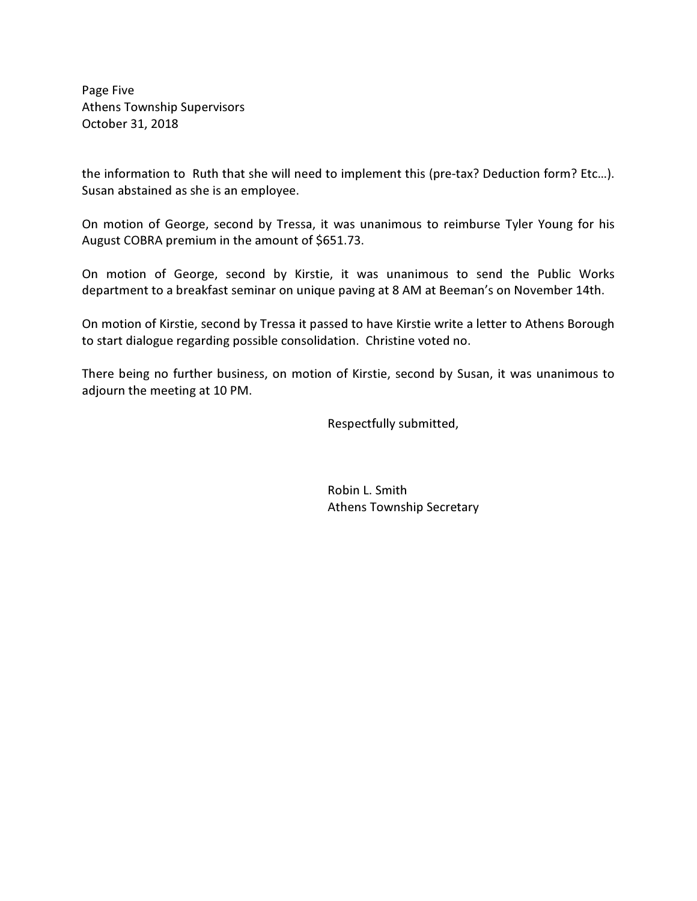the information to  Ruth that she will need to implement this (pre-tax? Deduction form? Etc…). Susan abstained as she is an employee.

On motion of George, second by Tressa, it was unanimous to reimburse Tyler Young for his August COBRA premium in the amount of $651.73.

On motion of George, second by Kirstie, it was unanimous to send the Public Works department to a breakfast seminar on unique paving at 8 AM at Beeman's on November 14th.

On motion of Kirstie, second by Tressa it passed to have Kirstie write a letter to Athens Borough to start dialogue regarding possible consolidation.  Christine voted no.

There being no further business, on motion of Kirstie, second by Susan, it was unanimous to adjourn the meeting at 10 PM.

Respectfully submitted,

Robin L. Smith
Athens Township Secretary